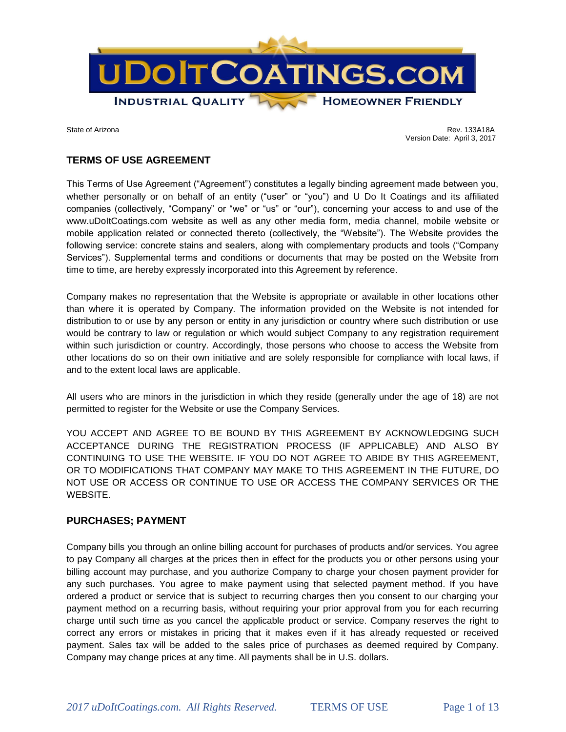# UDOITCOATINGS.COM

INDUSTRIAL QUALITY HOMEOWNER FRIENDLY

State of Arizona

Rev. 133A18A
Version Date: April 3, 2017

## TERMS OF USE AGREEMENT

This Terms of Use Agreement ("Agreement") constitutes a legally binding agreement made between you, whether personally or on behalf of an entity ("user" or "you") and U Do It Coatings and its affiliated companies (collectively, "Company" or "we" or "us" or "our"), concerning your access to and use of the www.uDoItCoatings.com website as well as any other media form, media channel, mobile website or mobile application related or connected thereto (collectively, the "Website"). The Website provides the following service: concrete stains and sealers, along with complementary products and tools ("Company Services"). Supplemental terms and conditions or documents that may be posted on the Website from time to time, are hereby expressly incorporated into this Agreement by reference.

Company makes no representation that the Website is appropriate or available in other locations other than where it is operated by Company. The information provided on the Website is not intended for distribution to or use by any person or entity in any jurisdiction or country where such distribution or use would be contrary to law or regulation or which would subject Company to any registration requirement within such jurisdiction or country. Accordingly, those persons who choose to access the Website from other locations do so on their own initiative and are solely responsible for compliance with local laws, if and to the extent local laws are applicable.

All users who are minors in the jurisdiction in which they reside (generally under the age of 18) are not permitted to register for the Website or use the Company Services.

YOU ACCEPT AND AGREE TO BE BOUND BY THIS AGREEMENT BY ACKNOWLEDGING SUCH ACCEPTANCE DURING THE REGISTRATION PROCESS (IF APPLICABLE) AND ALSO BY CONTINUING TO USE THE WEBSITE. IF YOU DO NOT AGREE TO ABIDE BY THIS AGREEMENT, OR TO MODIFICATIONS THAT COMPANY MAY MAKE TO THIS AGREEMENT IN THE FUTURE, DO NOT USE OR ACCESS OR CONTINUE TO USE OR ACCESS THE COMPANY SERVICES OR THE WEBSITE.

## PURCHASES; PAYMENT

Company bills you through an online billing account for purchases of products and/or services. You agree to pay Company all charges at the prices then in effect for the products you or other persons using your billing account may purchase, and you authorize Company to charge your chosen payment provider for any such purchases. You agree to make payment using that selected payment method. If you have ordered a product or service that is subject to recurring charges then you consent to our charging your payment method on a recurring basis, without requiring your prior approval from you for each recurring charge until such time as you cancel the applicable product or service. Company reserves the right to correct any errors or mistakes in pricing that it makes even if it has already requested or received payment. Sales tax will be added to the sales price of purchases as deemed required by Company. Company may change prices at any time. All payments shall be in U.S. dollars.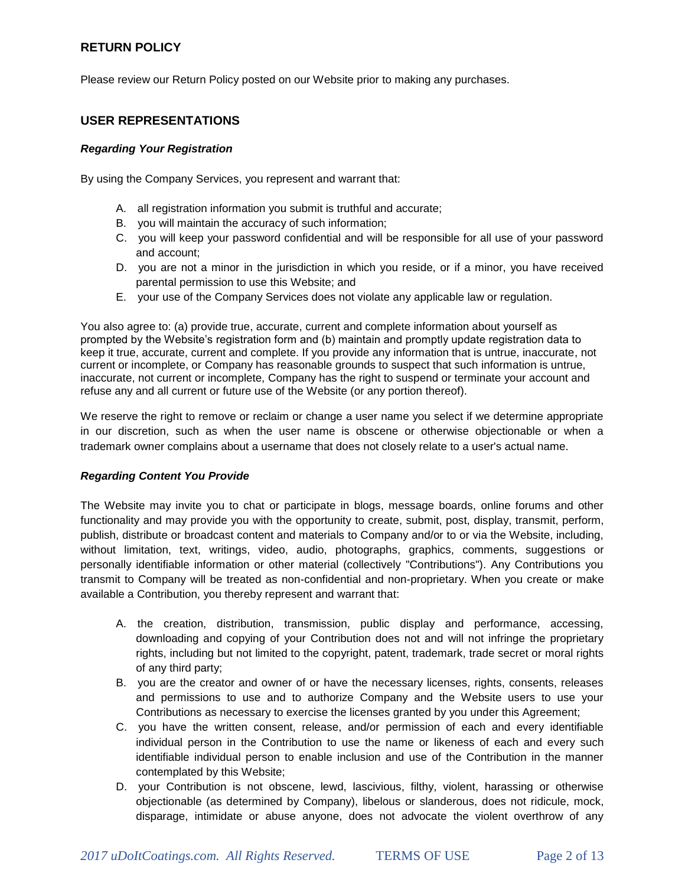## RETURN POLICY

Please review our Return Policy posted on our Website prior to making any purchases.

## USER REPRESENTATIONS

### *Regarding Your Registration*

By using the Company Services, you represent and warrant that:

A. all registration information you submit is truthful and accurate;
B. you will maintain the accuracy of such information;
C. you will keep your password confidential and will be responsible for all use of your password and account;
D. you are not a minor in the jurisdiction in which you reside, or if a minor, you have received parental permission to use this Website; and
E. your use of the Company Services does not violate any applicable law or regulation.

You also agree to: (a) provide true, accurate, current and complete information about yourself as prompted by the Website's registration form and (b) maintain and promptly update registration data to keep it true, accurate, current and complete. If you provide any information that is untrue, inaccurate, not current or incomplete, or Company has reasonable grounds to suspect that such information is untrue, inaccurate, not current or incomplete, Company has the right to suspend or terminate your account and refuse any and all current or future use of the Website (or any portion thereof).

We reserve the right to remove or reclaim or change a user name you select if we determine appropriate in our discretion, such as when the user name is obscene or otherwise objectionable or when a trademark owner complains about a username that does not closely relate to a user's actual name.

### *Regarding Content You Provide*

The Website may invite you to chat or participate in blogs, message boards, online forums and other functionality and may provide you with the opportunity to create, submit, post, display, transmit, perform, publish, distribute or broadcast content and materials to Company and/or to or via the Website, including, without limitation, text, writings, video, audio, photographs, graphics, comments, suggestions or personally identifiable information or other material (collectively "Contributions"). Any Contributions you transmit to Company will be treated as non-confidential and non-proprietary. When you create or make available a Contribution, you thereby represent and warrant that:

A. the creation, distribution, transmission, public display and performance, accessing, downloading and copying of your Contribution does not and will not infringe the proprietary rights, including but not limited to the copyright, patent, trademark, trade secret or moral rights of any third party;
B. you are the creator and owner of or have the necessary licenses, rights, consents, releases and permissions to use and to authorize Company and the Website users to use your Contributions as necessary to exercise the licenses granted by you under this Agreement;
C. you have the written consent, release, and/or permission of each and every identifiable individual person in the Contribution to use the name or likeness of each and every such identifiable individual person to enable inclusion and use of the Contribution in the manner contemplated by this Website;
D. your Contribution is not obscene, lewd, lascivious, filthy, violent, harassing or otherwise objectionable (as determined by Company), libelous or slanderous, does not ridicule, mock, disparage, intimidate or abuse anyone, does not advocate the violent overthrow of any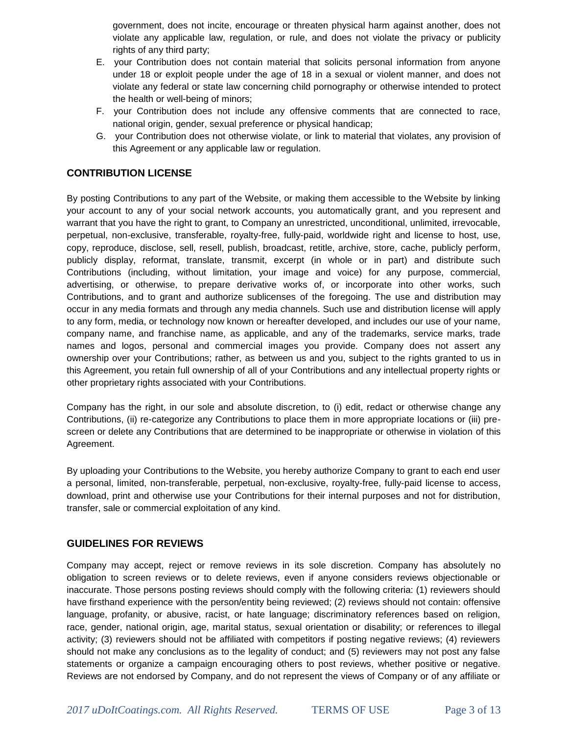government, does not incite, encourage or threaten physical harm against another, does not violate any applicable law, regulation, or rule, and does not violate the privacy or publicity rights of any third party;

E. your Contribution does not contain material that solicits personal information from anyone under 18 or exploit people under the age of 18 in a sexual or violent manner, and does not violate any federal or state law concerning child pornography or otherwise intended to protect the health or well-being of minors;

F. your Contribution does not include any offensive comments that are connected to race, national origin, gender, sexual preference or physical handicap;

G. your Contribution does not otherwise violate, or link to material that violates, any provision of this Agreement or any applicable law or regulation.

## CONTRIBUTION LICENSE

By posting Contributions to any part of the Website, or making them accessible to the Website by linking your account to any of your social network accounts, you automatically grant, and you represent and warrant that you have the right to grant, to Company an unrestricted, unconditional, unlimited, irrevocable, perpetual, non-exclusive, transferable, royalty-free, fully-paid, worldwide right and license to host, use, copy, reproduce, disclose, sell, resell, publish, broadcast, retitle, archive, store, cache, publicly perform, publicly display, reformat, translate, transmit, excerpt (in whole or in part) and distribute such Contributions (including, without limitation, your image and voice) for any purpose, commercial, advertising, or otherwise, to prepare derivative works of, or incorporate into other works, such Contributions, and to grant and authorize sublicenses of the foregoing. The use and distribution may occur in any media formats and through any media channels. Such use and distribution license will apply to any form, media, or technology now known or hereafter developed, and includes our use of your name, company name, and franchise name, as applicable, and any of the trademarks, service marks, trade names and logos, personal and commercial images you provide. Company does not assert any ownership over your Contributions; rather, as between us and you, subject to the rights granted to us in this Agreement, you retain full ownership of all of your Contributions and any intellectual property rights or other proprietary rights associated with your Contributions.

Company has the right, in our sole and absolute discretion, to (i) edit, redact or otherwise change any Contributions, (ii) re-categorize any Contributions to place them in more appropriate locations or (iii) pre-screen or delete any Contributions that are determined to be inappropriate or otherwise in violation of this Agreement.

By uploading your Contributions to the Website, you hereby authorize Company to grant to each end user a personal, limited, non-transferable, perpetual, non-exclusive, royalty-free, fully-paid license to access, download, print and otherwise use your Contributions for their internal purposes and not for distribution, transfer, sale or commercial exploitation of any kind.

## GUIDELINES FOR REVIEWS

Company may accept, reject or remove reviews in its sole discretion. Company has absolutely no obligation to screen reviews or to delete reviews, even if anyone considers reviews objectionable or inaccurate. Those persons posting reviews should comply with the following criteria: (1) reviewers should have firsthand experience with the person/entity being reviewed; (2) reviews should not contain: offensive language, profanity, or abusive, racist, or hate language; discriminatory references based on religion, race, gender, national origin, age, marital status, sexual orientation or disability; or references to illegal activity; (3) reviewers should not be affiliated with competitors if posting negative reviews; (4) reviewers should not make any conclusions as to the legality of conduct; and (5) reviewers may not post any false statements or organize a campaign encouraging others to post reviews, whether positive or negative. Reviews are not endorsed by Company, and do not represent the views of Company or of any affiliate or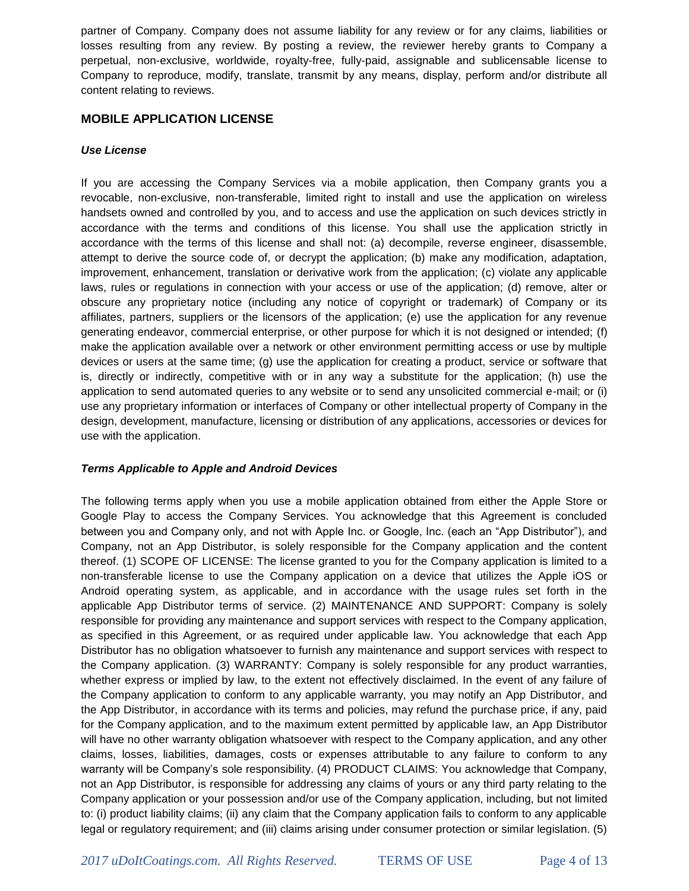partner of Company. Company does not assume liability for any review or for any claims, liabilities or losses resulting from any review. By posting a review, the reviewer hereby grants to Company a perpetual, non-exclusive, worldwide, royalty-free, fully-paid, assignable and sublicensable license to Company to reproduce, modify, translate, transmit by any means, display, perform and/or distribute all content relating to reviews.

## MOBILE APPLICATION LICENSE

***Use License***

If you are accessing the Company Services via a mobile application, then Company grants you a revocable, non-exclusive, non-transferable, limited right to install and use the application on wireless handsets owned and controlled by you, and to access and use the application on such devices strictly in accordance with the terms and conditions of this license. You shall use the application strictly in accordance with the terms of this license and shall not: (a) decompile, reverse engineer, disassemble, attempt to derive the source code of, or decrypt the application; (b) make any modification, adaptation, improvement, enhancement, translation or derivative work from the application; (c) violate any applicable laws, rules or regulations in connection with your access or use of the application; (d) remove, alter or obscure any proprietary notice (including any notice of copyright or trademark) of Company or its affiliates, partners, suppliers or the licensors of the application; (e) use the application for any revenue generating endeavor, commercial enterprise, or other purpose for which it is not designed or intended; (f) make the application available over a network or other environment permitting access or use by multiple devices or users at the same time; (g) use the application for creating a product, service or software that is, directly or indirectly, competitive with or in any way a substitute for the application; (h) use the application to send automated queries to any website or to send any unsolicited commercial e-mail; or (i) use any proprietary information or interfaces of Company or other intellectual property of Company in the design, development, manufacture, licensing or distribution of any applications, accessories or devices for use with the application.

***Terms Applicable to Apple and Android Devices***

The following terms apply when you use a mobile application obtained from either the Apple Store or Google Play to access the Company Services. You acknowledge that this Agreement is concluded between you and Company only, and not with Apple Inc. or Google, Inc. (each an "App Distributor"), and Company, not an App Distributor, is solely responsible for the Company application and the content thereof. (1) SCOPE OF LICENSE: The license granted to you for the Company application is limited to a non-transferable license to use the Company application on a device that utilizes the Apple iOS or Android operating system, as applicable, and in accordance with the usage rules set forth in the applicable App Distributor terms of service. (2) MAINTENANCE AND SUPPORT: Company is solely responsible for providing any maintenance and support services with respect to the Company application, as specified in this Agreement, or as required under applicable law. You acknowledge that each App Distributor has no obligation whatsoever to furnish any maintenance and support services with respect to the Company application. (3) WARRANTY: Company is solely responsible for any product warranties, whether express or implied by law, to the extent not effectively disclaimed. In the event of any failure of the Company application to conform to any applicable warranty, you may notify an App Distributor, and the App Distributor, in accordance with its terms and policies, may refund the purchase price, if any, paid for the Company application, and to the maximum extent permitted by applicable law, an App Distributor will have no other warranty obligation whatsoever with respect to the Company application, and any other claims, losses, liabilities, damages, costs or expenses attributable to any failure to conform to any warranty will be Company's sole responsibility. (4) PRODUCT CLAIMS: You acknowledge that Company, not an App Distributor, is responsible for addressing any claims of yours or any third party relating to the Company application or your possession and/or use of the Company application, including, but not limited to: (i) product liability claims; (ii) any claim that the Company application fails to conform to any applicable legal or regulatory requirement; and (iii) claims arising under consumer protection or similar legislation. (5)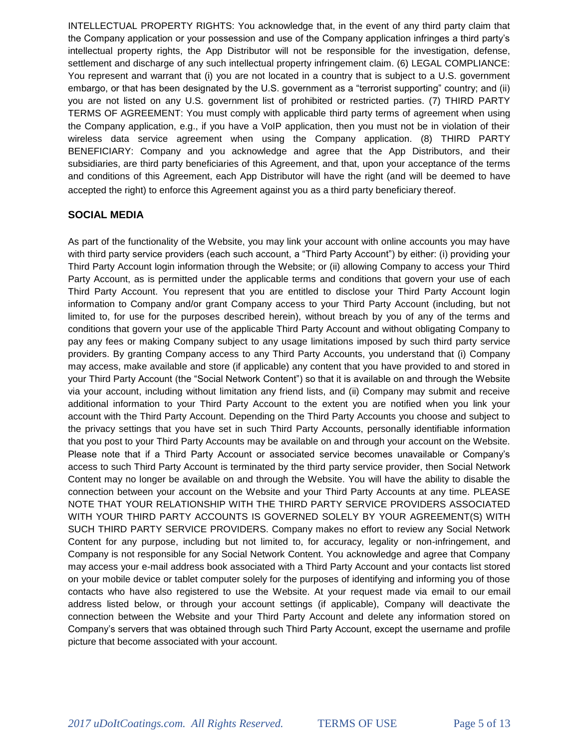INTELLECTUAL PROPERTY RIGHTS: You acknowledge that, in the event of any third party claim that the Company application or your possession and use of the Company application infringes a third party's intellectual property rights, the App Distributor will not be responsible for the investigation, defense, settlement and discharge of any such intellectual property infringement claim. (6) LEGAL COMPLIANCE: You represent and warrant that (i) you are not located in a country that is subject to a U.S. government embargo, or that has been designated by the U.S. government as a "terrorist supporting" country; and (ii) you are not listed on any U.S. government list of prohibited or restricted parties. (7) THIRD PARTY TERMS OF AGREEMENT: You must comply with applicable third party terms of agreement when using the Company application, e.g., if you have a VoIP application, then you must not be in violation of their wireless data service agreement when using the Company application. (8) THIRD PARTY BENEFICIARY: Company and you acknowledge and agree that the App Distributors, and their subsidiaries, are third party beneficiaries of this Agreement, and that, upon your acceptance of the terms and conditions of this Agreement, each App Distributor will have the right (and will be deemed to have accepted the right) to enforce this Agreement against you as a third party beneficiary thereof.

## SOCIAL MEDIA

As part of the functionality of the Website, you may link your account with online accounts you may have with third party service providers (each such account, a "Third Party Account") by either: (i) providing your Third Party Account login information through the Website; or (ii) allowing Company to access your Third Party Account, as is permitted under the applicable terms and conditions that govern your use of each Third Party Account. You represent that you are entitled to disclose your Third Party Account login information to Company and/or grant Company access to your Third Party Account (including, but not limited to, for use for the purposes described herein), without breach by you of any of the terms and conditions that govern your use of the applicable Third Party Account and without obligating Company to pay any fees or making Company subject to any usage limitations imposed by such third party service providers. By granting Company access to any Third Party Accounts, you understand that (i) Company may access, make available and store (if applicable) any content that you have provided to and stored in your Third Party Account (the "Social Network Content") so that it is available on and through the Website via your account, including without limitation any friend lists, and (ii) Company may submit and receive additional information to your Third Party Account to the extent you are notified when you link your account with the Third Party Account. Depending on the Third Party Accounts you choose and subject to the privacy settings that you have set in such Third Party Accounts, personally identifiable information that you post to your Third Party Accounts may be available on and through your account on the Website. Please note that if a Third Party Account or associated service becomes unavailable or Company's access to such Third Party Account is terminated by the third party service provider, then Social Network Content may no longer be available on and through the Website. You will have the ability to disable the connection between your account on the Website and your Third Party Accounts at any time. PLEASE NOTE THAT YOUR RELATIONSHIP WITH THE THIRD PARTY SERVICE PROVIDERS ASSOCIATED WITH YOUR THIRD PARTY ACCOUNTS IS GOVERNED SOLELY BY YOUR AGREEMENT(S) WITH SUCH THIRD PARTY SERVICE PROVIDERS. Company makes no effort to review any Social Network Content for any purpose, including but not limited to, for accuracy, legality or non-infringement, and Company is not responsible for any Social Network Content. You acknowledge and agree that Company may access your e-mail address book associated with a Third Party Account and your contacts list stored on your mobile device or tablet computer solely for the purposes of identifying and informing you of those contacts who have also registered to use the Website. At your request made via email to our email address listed below, or through your account settings (if applicable), Company will deactivate the connection between the Website and your Third Party Account and delete any information stored on Company's servers that was obtained through such Third Party Account, except the username and profile picture that become associated with your account.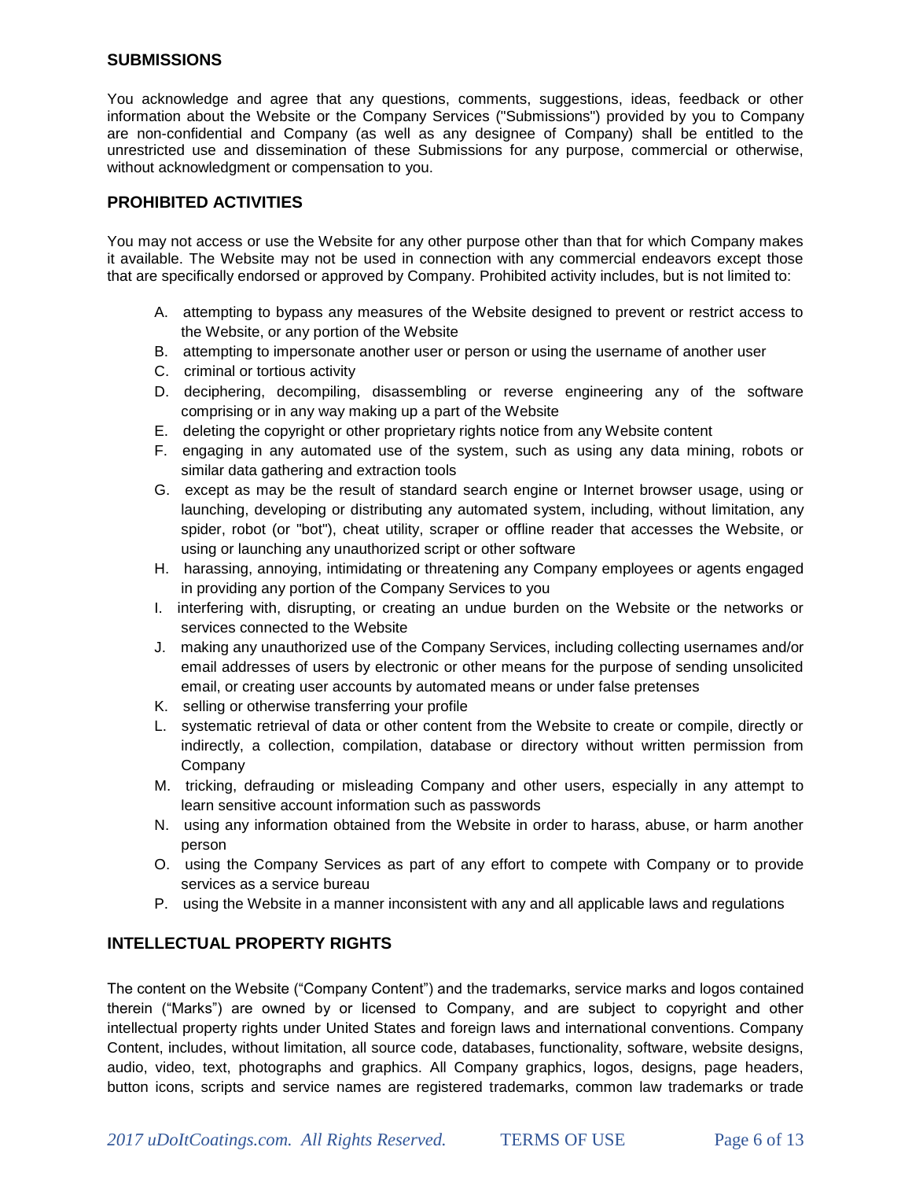## SUBMISSIONS

You acknowledge and agree that any questions, comments, suggestions, ideas, feedback or other information about the Website or the Company Services ("Submissions") provided by you to Company are non-confidential and Company (as well as any designee of Company) shall be entitled to the unrestricted use and dissemination of these Submissions for any purpose, commercial or otherwise, without acknowledgment or compensation to you.

## PROHIBITED ACTIVITIES

You may not access or use the Website for any other purpose other than that for which Company makes it available. The Website may not be used in connection with any commercial endeavors except those that are specifically endorsed or approved by Company. Prohibited activity includes, but is not limited to:

A. attempting to bypass any measures of the Website designed to prevent or restrict access to the Website, or any portion of the Website
B. attempting to impersonate another user or person or using the username of another user
C. criminal or tortious activity
D. deciphering, decompiling, disassembling or reverse engineering any of the software comprising or in any way making up a part of the Website
E. deleting the copyright or other proprietary rights notice from any Website content
F. engaging in any automated use of the system, such as using any data mining, robots or similar data gathering and extraction tools
G. except as may be the result of standard search engine or Internet browser usage, using or launching, developing or distributing any automated system, including, without limitation, any spider, robot (or "bot"), cheat utility, scraper or offline reader that accesses the Website, or using or launching any unauthorized script or other software
H. harassing, annoying, intimidating or threatening any Company employees or agents engaged in providing any portion of the Company Services to you
I. interfering with, disrupting, or creating an undue burden on the Website or the networks or services connected to the Website
J. making any unauthorized use of the Company Services, including collecting usernames and/or email addresses of users by electronic or other means for the purpose of sending unsolicited email, or creating user accounts by automated means or under false pretenses
K. selling or otherwise transferring your profile
L. systematic retrieval of data or other content from the Website to create or compile, directly or indirectly, a collection, compilation, database or directory without written permission from Company
M. tricking, defrauding or misleading Company and other users, especially in any attempt to learn sensitive account information such as passwords
N. using any information obtained from the Website in order to harass, abuse, or harm another person
O. using the Company Services as part of any effort to compete with Company or to provide services as a service bureau
P. using the Website in a manner inconsistent with any and all applicable laws and regulations

## INTELLECTUAL PROPERTY RIGHTS

The content on the Website ("Company Content") and the trademarks, service marks and logos contained therein ("Marks") are owned by or licensed to Company, and are subject to copyright and other intellectual property rights under United States and foreign laws and international conventions. Company Content, includes, without limitation, all source code, databases, functionality, software, website designs, audio, video, text, photographs and graphics. All Company graphics, logos, designs, page headers, button icons, scripts and service names are registered trademarks, common law trademarks or trade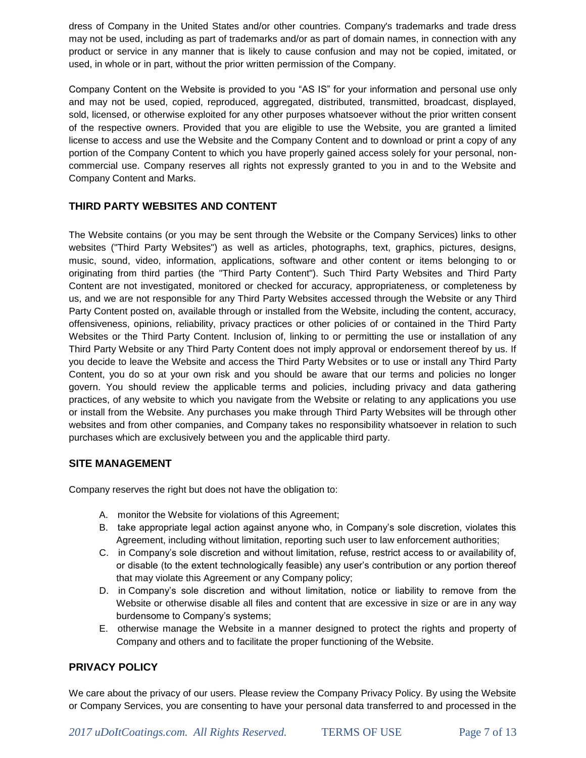dress of Company in the United States and/or other countries. Company's trademarks and trade dress may not be used, including as part of trademarks and/or as part of domain names, in connection with any product or service in any manner that is likely to cause confusion and may not be copied, imitated, or used, in whole or in part, without the prior written permission of the Company.

Company Content on the Website is provided to you "AS IS" for your information and personal use only and may not be used, copied, reproduced, aggregated, distributed, transmitted, broadcast, displayed, sold, licensed, or otherwise exploited for any other purposes whatsoever without the prior written consent of the respective owners. Provided that you are eligible to use the Website, you are granted a limited license to access and use the Website and the Company Content and to download or print a copy of any portion of the Company Content to which you have properly gained access solely for your personal, non-commercial use. Company reserves all rights not expressly granted to you in and to the Website and Company Content and Marks.

## THIRD PARTY WEBSITES AND CONTENT

The Website contains (or you may be sent through the Website or the Company Services) links to other websites ("Third Party Websites") as well as articles, photographs, text, graphics, pictures, designs, music, sound, video, information, applications, software and other content or items belonging to or originating from third parties (the "Third Party Content"). Such Third Party Websites and Third Party Content are not investigated, monitored or checked for accuracy, appropriateness, or completeness by us, and we are not responsible for any Third Party Websites accessed through the Website or any Third Party Content posted on, available through or installed from the Website, including the content, accuracy, offensiveness, opinions, reliability, privacy practices or other policies of or contained in the Third Party Websites or the Third Party Content. Inclusion of, linking to or permitting the use or installation of any Third Party Website or any Third Party Content does not imply approval or endorsement thereof by us. If you decide to leave the Website and access the Third Party Websites or to use or install any Third Party Content, you do so at your own risk and you should be aware that our terms and policies no longer govern. You should review the applicable terms and policies, including privacy and data gathering practices, of any website to which you navigate from the Website or relating to any applications you use or install from the Website. Any purchases you make through Third Party Websites will be through other websites and from other companies, and Company takes no responsibility whatsoever in relation to such purchases which are exclusively between you and the applicable third party.

## SITE MANAGEMENT

Company reserves the right but does not have the obligation to:

A. monitor the Website for violations of this Agreement;
B. take appropriate legal action against anyone who, in Company's sole discretion, violates this Agreement, including without limitation, reporting such user to law enforcement authorities;
C. in Company's sole discretion and without limitation, refuse, restrict access to or availability of, or disable (to the extent technologically feasible) any user's contribution or any portion thereof that may violate this Agreement or any Company policy;
D. in Company's sole discretion and without limitation, notice or liability to remove from the Website or otherwise disable all files and content that are excessive in size or are in any way burdensome to Company's systems;
E. otherwise manage the Website in a manner designed to protect the rights and property of Company and others and to facilitate the proper functioning of the Website.

## PRIVACY POLICY

We care about the privacy of our users. Please review the Company Privacy Policy. By using the Website or Company Services, you are consenting to have your personal data transferred to and processed in the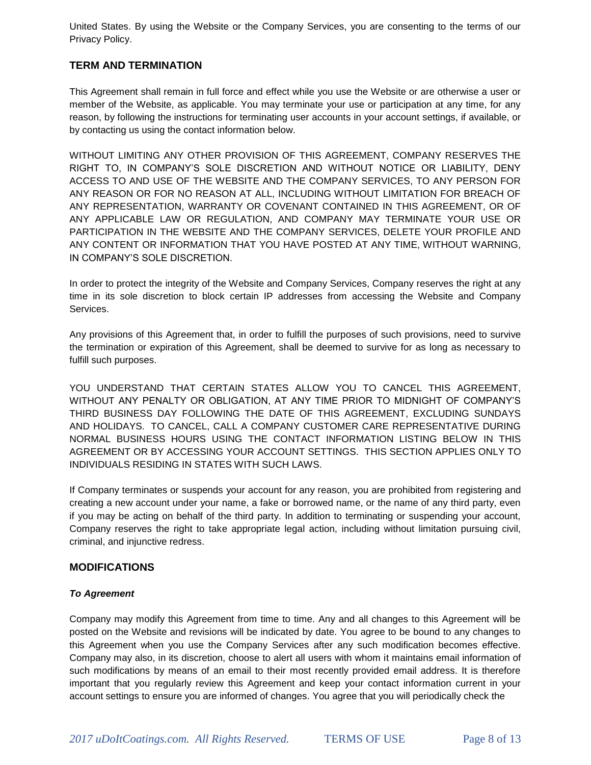United States. By using the Website or the Company Services, you are consenting to the terms of our Privacy Policy.

## TERM AND TERMINATION

This Agreement shall remain in full force and effect while you use the Website or are otherwise a user or member of the Website, as applicable. You may terminate your use or participation at any time, for any reason, by following the instructions for terminating user accounts in your account settings, if available, or by contacting us using the contact information below.

WITHOUT LIMITING ANY OTHER PROVISION OF THIS AGREEMENT, COMPANY RESERVES THE RIGHT TO, IN COMPANY'S SOLE DISCRETION AND WITHOUT NOTICE OR LIABILITY, DENY ACCESS TO AND USE OF THE WEBSITE AND THE COMPANY SERVICES, TO ANY PERSON FOR ANY REASON OR FOR NO REASON AT ALL, INCLUDING WITHOUT LIMITATION FOR BREACH OF ANY REPRESENTATION, WARRANTY OR COVENANT CONTAINED IN THIS AGREEMENT, OR OF ANY APPLICABLE LAW OR REGULATION, AND COMPANY MAY TERMINATE YOUR USE OR PARTICIPATION IN THE WEBSITE AND THE COMPANY SERVICES, DELETE YOUR PROFILE AND ANY CONTENT OR INFORMATION THAT YOU HAVE POSTED AT ANY TIME, WITHOUT WARNING, IN COMPANY'S SOLE DISCRETION.

In order to protect the integrity of the Website and Company Services, Company reserves the right at any time in its sole discretion to block certain IP addresses from accessing the Website and Company Services.

Any provisions of this Agreement that, in order to fulfill the purposes of such provisions, need to survive the termination or expiration of this Agreement, shall be deemed to survive for as long as necessary to fulfill such purposes.

YOU UNDERSTAND THAT CERTAIN STATES ALLOW YOU TO CANCEL THIS AGREEMENT, WITHOUT ANY PENALTY OR OBLIGATION, AT ANY TIME PRIOR TO MIDNIGHT OF COMPANY'S THIRD BUSINESS DAY FOLLOWING THE DATE OF THIS AGREEMENT, EXCLUDING SUNDAYS AND HOLIDAYS. TO CANCEL, CALL A COMPANY CUSTOMER CARE REPRESENTATIVE DURING NORMAL BUSINESS HOURS USING THE CONTACT INFORMATION LISTING BELOW IN THIS AGREEMENT OR BY ACCESSING YOUR ACCOUNT SETTINGS. THIS SECTION APPLIES ONLY TO INDIVIDUALS RESIDING IN STATES WITH SUCH LAWS.

If Company terminates or suspends your account for any reason, you are prohibited from registering and creating a new account under your name, a fake or borrowed name, or the name of any third party, even if you may be acting on behalf of the third party. In addition to terminating or suspending your account, Company reserves the right to take appropriate legal action, including without limitation pursuing civil, criminal, and injunctive redress.

## MODIFICATIONS

### *To Agreement*

Company may modify this Agreement from time to time. Any and all changes to this Agreement will be posted on the Website and revisions will be indicated by date. You agree to be bound to any changes to this Agreement when you use the Company Services after any such modification becomes effective. Company may also, in its discretion, choose to alert all users with whom it maintains email information of such modifications by means of an email to their most recently provided email address. It is therefore important that you regularly review this Agreement and keep your contact information current in your account settings to ensure you are informed of changes. You agree that you will periodically check the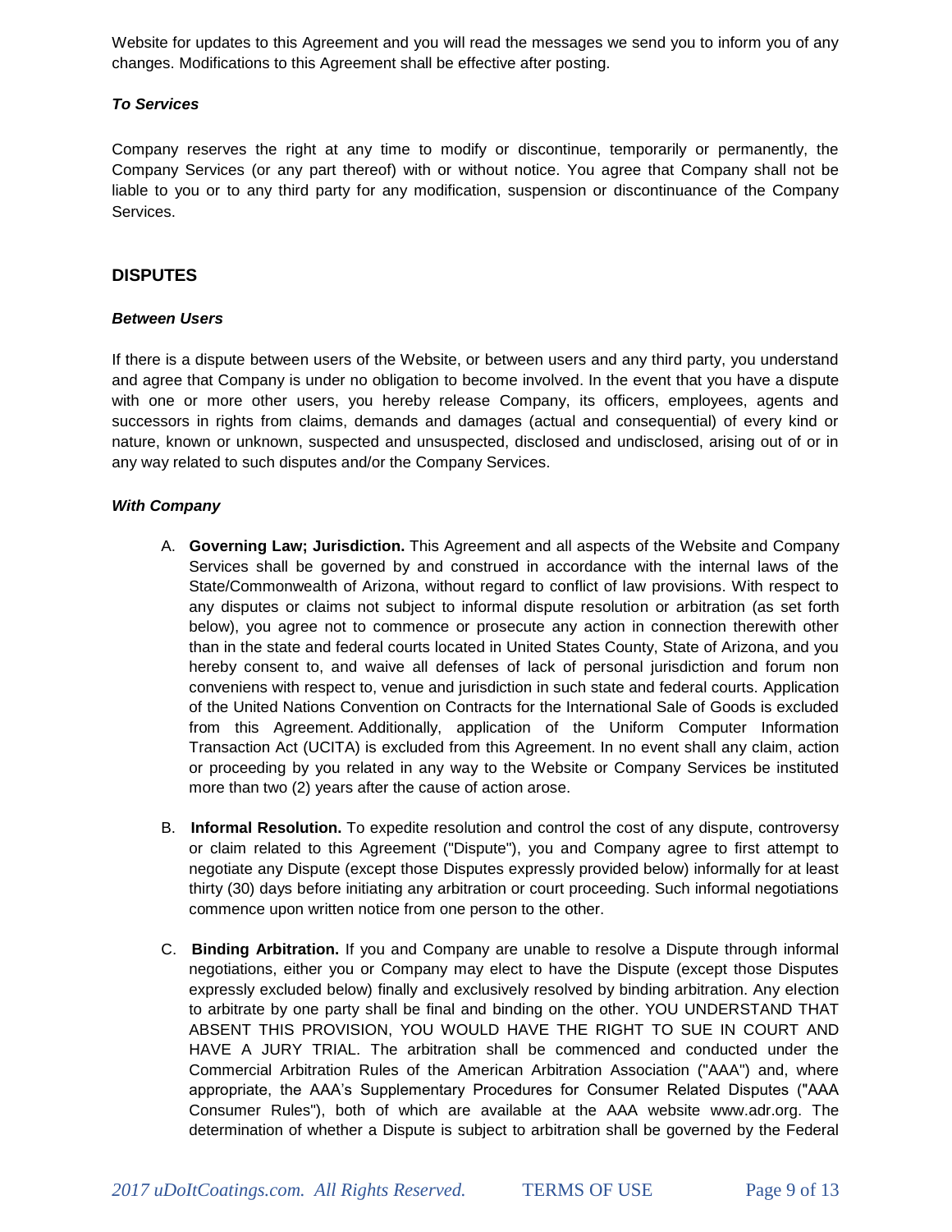Website for updates to this Agreement and you will read the messages we send you to inform you of any changes. Modifications to this Agreement shall be effective after posting.

***To Services***

Company reserves the right at any time to modify or discontinue, temporarily or permanently, the Company Services (or any part thereof) with or without notice. You agree that Company shall not be liable to you or to any third party for any modification, suspension or discontinuance of the Company Services.

## DISPUTES

***Between Users***

If there is a dispute between users of the Website, or between users and any third party, you understand and agree that Company is under no obligation to become involved. In the event that you have a dispute with one or more other users, you hereby release Company, its officers, employees, agents and successors in rights from claims, demands and damages (actual and consequential) of every kind or nature, known or unknown, suspected and unsuspected, disclosed and undisclosed, arising out of or in any way related to such disputes and/or the Company Services.

***With Company***

A. **Governing Law; Jurisdiction.** This Agreement and all aspects of the Website and Company Services shall be governed by and construed in accordance with the internal laws of the State/Commonwealth of Arizona, without regard to conflict of law provisions. With respect to any disputes or claims not subject to informal dispute resolution or arbitration (as set forth below), you agree not to commence or prosecute any action in connection therewith other than in the state and federal courts located in United States County, State of Arizona, and you hereby consent to, and waive all defenses of lack of personal jurisdiction and forum non conveniens with respect to, venue and jurisdiction in such state and federal courts. Application of the United Nations Convention on Contracts for the International Sale of Goods is excluded from this Agreement. Additionally, application of the Uniform Computer Information Transaction Act (UCITA) is excluded from this Agreement. In no event shall any claim, action or proceeding by you related in any way to the Website or Company Services be instituted more than two (2) years after the cause of action arose.

B. **Informal Resolution.** To expedite resolution and control the cost of any dispute, controversy or claim related to this Agreement ("Dispute"), you and Company agree to first attempt to negotiate any Dispute (except those Disputes expressly provided below) informally for at least thirty (30) days before initiating any arbitration or court proceeding. Such informal negotiations commence upon written notice from one person to the other.

C. **Binding Arbitration.** If you and Company are unable to resolve a Dispute through informal negotiations, either you or Company may elect to have the Dispute (except those Disputes expressly excluded below) finally and exclusively resolved by binding arbitration. Any election to arbitrate by one party shall be final and binding on the other. YOU UNDERSTAND THAT ABSENT THIS PROVISION, YOU WOULD HAVE THE RIGHT TO SUE IN COURT AND HAVE A JURY TRIAL. The arbitration shall be commenced and conducted under the Commercial Arbitration Rules of the American Arbitration Association ("AAA") and, where appropriate, the AAA's Supplementary Procedures for Consumer Related Disputes ("AAA Consumer Rules"), both of which are available at the AAA website www.adr.org. The determination of whether a Dispute is subject to arbitration shall be governed by the Federal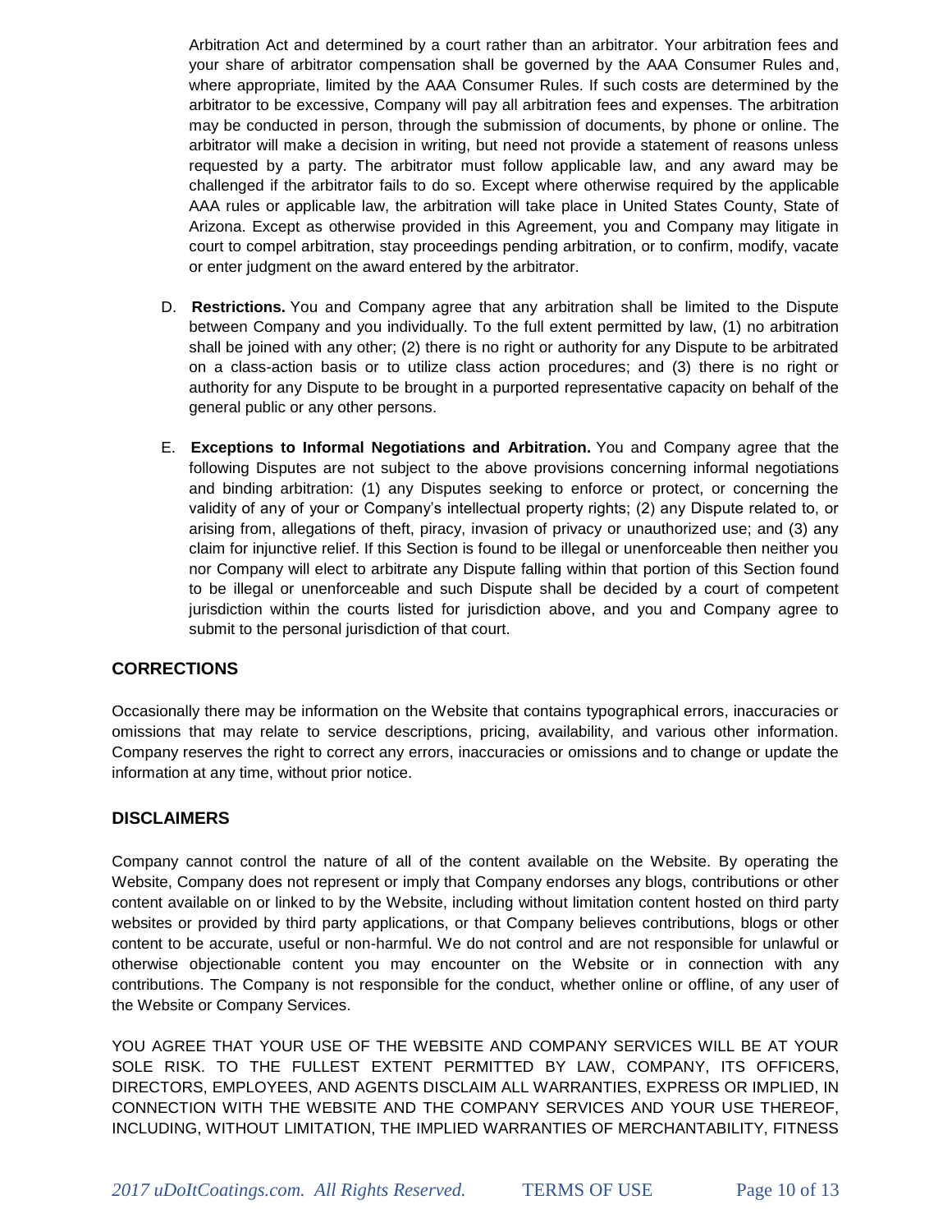Arbitration Act and determined by a court rather than an arbitrator. Your arbitration fees and your share of arbitrator compensation shall be governed by the AAA Consumer Rules and, where appropriate, limited by the AAA Consumer Rules. If such costs are determined by the arbitrator to be excessive, Company will pay all arbitration fees and expenses. The arbitration may be conducted in person, through the submission of documents, by phone or online. The arbitrator will make a decision in writing, but need not provide a statement of reasons unless requested by a party. The arbitrator must follow applicable law, and any award may be challenged if the arbitrator fails to do so. Except where otherwise required by the applicable AAA rules or applicable law, the arbitration will take place in United States County, State of Arizona. Except as otherwise provided in this Agreement, you and Company may litigate in court to compel arbitration, stay proceedings pending arbitration, or to confirm, modify, vacate or enter judgment on the award entered by the arbitrator.

D. **Restrictions.** You and Company agree that any arbitration shall be limited to the Dispute between Company and you individually. To the full extent permitted by law, (1) no arbitration shall be joined with any other; (2) there is no right or authority for any Dispute to be arbitrated on a class-action basis or to utilize class action procedures; and (3) there is no right or authority for any Dispute to be brought in a purported representative capacity on behalf of the general public or any other persons.

E. **Exceptions to Informal Negotiations and Arbitration.** You and Company agree that the following Disputes are not subject to the above provisions concerning informal negotiations and binding arbitration: (1) any Disputes seeking to enforce or protect, or concerning the validity of any of your or Company's intellectual property rights; (2) any Dispute related to, or arising from, allegations of theft, piracy, invasion of privacy or unauthorized use; and (3) any claim for injunctive relief. If this Section is found to be illegal or unenforceable then neither you nor Company will elect to arbitrate any Dispute falling within that portion of this Section found to be illegal or unenforceable and such Dispute shall be decided by a court of competent jurisdiction within the courts listed for jurisdiction above, and you and Company agree to submit to the personal jurisdiction of that court.

## CORRECTIONS

Occasionally there may be information on the Website that contains typographical errors, inaccuracies or omissions that may relate to service descriptions, pricing, availability, and various other information. Company reserves the right to correct any errors, inaccuracies or omissions and to change or update the information at any time, without prior notice.

## DISCLAIMERS

Company cannot control the nature of all of the content available on the Website. By operating the Website, Company does not represent or imply that Company endorses any blogs, contributions or other content available on or linked to by the Website, including without limitation content hosted on third party websites or provided by third party applications, or that Company believes contributions, blogs or other content to be accurate, useful or non-harmful. We do not control and are not responsible for unlawful or otherwise objectionable content you may encounter on the Website or in connection with any contributions. The Company is not responsible for the conduct, whether online or offline, of any user of the Website or Company Services.

YOU AGREE THAT YOUR USE OF THE WEBSITE AND COMPANY SERVICES WILL BE AT YOUR SOLE RISK. TO THE FULLEST EXTENT PERMITTED BY LAW, COMPANY, ITS OFFICERS, DIRECTORS, EMPLOYEES, AND AGENTS DISCLAIM ALL WARRANTIES, EXPRESS OR IMPLIED, IN CONNECTION WITH THE WEBSITE AND THE COMPANY SERVICES AND YOUR USE THEREOF, INCLUDING, WITHOUT LIMITATION, THE IMPLIED WARRANTIES OF MERCHANTABILITY, FITNESS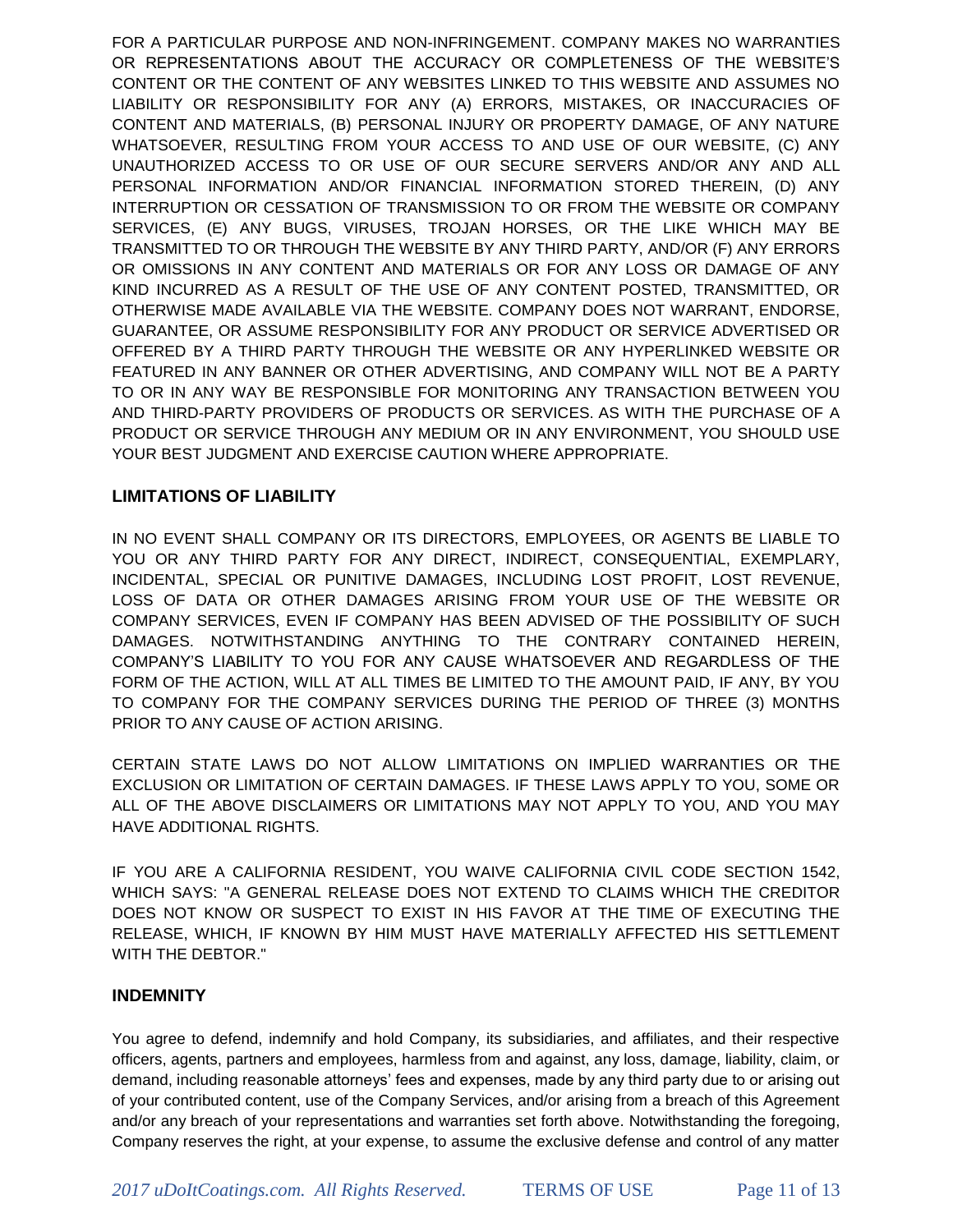FOR A PARTICULAR PURPOSE AND NON-INFRINGEMENT. COMPANY MAKES NO WARRANTIES OR REPRESENTATIONS ABOUT THE ACCURACY OR COMPLETENESS OF THE WEBSITE'S CONTENT OR THE CONTENT OF ANY WEBSITES LINKED TO THIS WEBSITE AND ASSUMES NO LIABILITY OR RESPONSIBILITY FOR ANY (A) ERRORS, MISTAKES, OR INACCURACIES OF CONTENT AND MATERIALS, (B) PERSONAL INJURY OR PROPERTY DAMAGE, OF ANY NATURE WHATSOEVER, RESULTING FROM YOUR ACCESS TO AND USE OF OUR WEBSITE, (C) ANY UNAUTHORIZED ACCESS TO OR USE OF OUR SECURE SERVERS AND/OR ANY AND ALL PERSONAL INFORMATION AND/OR FINANCIAL INFORMATION STORED THEREIN, (D) ANY INTERRUPTION OR CESSATION OF TRANSMISSION TO OR FROM THE WEBSITE OR COMPANY SERVICES, (E) ANY BUGS, VIRUSES, TROJAN HORSES, OR THE LIKE WHICH MAY BE TRANSMITTED TO OR THROUGH THE WEBSITE BY ANY THIRD PARTY, AND/OR (F) ANY ERRORS OR OMISSIONS IN ANY CONTENT AND MATERIALS OR FOR ANY LOSS OR DAMAGE OF ANY KIND INCURRED AS A RESULT OF THE USE OF ANY CONTENT POSTED, TRANSMITTED, OR OTHERWISE MADE AVAILABLE VIA THE WEBSITE. COMPANY DOES NOT WARRANT, ENDORSE, GUARANTEE, OR ASSUME RESPONSIBILITY FOR ANY PRODUCT OR SERVICE ADVERTISED OR OFFERED BY A THIRD PARTY THROUGH THE WEBSITE OR ANY HYPERLINKED WEBSITE OR FEATURED IN ANY BANNER OR OTHER ADVERTISING, AND COMPANY WILL NOT BE A PARTY TO OR IN ANY WAY BE RESPONSIBLE FOR MONITORING ANY TRANSACTION BETWEEN YOU AND THIRD-PARTY PROVIDERS OF PRODUCTS OR SERVICES. AS WITH THE PURCHASE OF A PRODUCT OR SERVICE THROUGH ANY MEDIUM OR IN ANY ENVIRONMENT, YOU SHOULD USE YOUR BEST JUDGMENT AND EXERCISE CAUTION WHERE APPROPRIATE.

## LIMITATIONS OF LIABILITY

IN NO EVENT SHALL COMPANY OR ITS DIRECTORS, EMPLOYEES, OR AGENTS BE LIABLE TO YOU OR ANY THIRD PARTY FOR ANY DIRECT, INDIRECT, CONSEQUENTIAL, EXEMPLARY, INCIDENTAL, SPECIAL OR PUNITIVE DAMAGES, INCLUDING LOST PROFIT, LOST REVENUE, LOSS OF DATA OR OTHER DAMAGES ARISING FROM YOUR USE OF THE WEBSITE OR COMPANY SERVICES, EVEN IF COMPANY HAS BEEN ADVISED OF THE POSSIBILITY OF SUCH DAMAGES. NOTWITHSTANDING ANYTHING TO THE CONTRARY CONTAINED HEREIN, COMPANY'S LIABILITY TO YOU FOR ANY CAUSE WHATSOEVER AND REGARDLESS OF THE FORM OF THE ACTION, WILL AT ALL TIMES BE LIMITED TO THE AMOUNT PAID, IF ANY, BY YOU TO COMPANY FOR THE COMPANY SERVICES DURING THE PERIOD OF THREE (3) MONTHS PRIOR TO ANY CAUSE OF ACTION ARISING.

CERTAIN STATE LAWS DO NOT ALLOW LIMITATIONS ON IMPLIED WARRANTIES OR THE EXCLUSION OR LIMITATION OF CERTAIN DAMAGES. IF THESE LAWS APPLY TO YOU, SOME OR ALL OF THE ABOVE DISCLAIMERS OR LIMITATIONS MAY NOT APPLY TO YOU, AND YOU MAY HAVE ADDITIONAL RIGHTS.

IF YOU ARE A CALIFORNIA RESIDENT, YOU WAIVE CALIFORNIA CIVIL CODE SECTION 1542, WHICH SAYS: "A GENERAL RELEASE DOES NOT EXTEND TO CLAIMS WHICH THE CREDITOR DOES NOT KNOW OR SUSPECT TO EXIST IN HIS FAVOR AT THE TIME OF EXECUTING THE RELEASE, WHICH, IF KNOWN BY HIM MUST HAVE MATERIALLY AFFECTED HIS SETTLEMENT WITH THE DEBTOR."

## INDEMNITY

You agree to defend, indemnify and hold Company, its subsidiaries, and affiliates, and their respective officers, agents, partners and employees, harmless from and against, any loss, damage, liability, claim, or demand, including reasonable attorneys' fees and expenses, made by any third party due to or arising out of your contributed content, use of the Company Services, and/or arising from a breach of this Agreement and/or any breach of your representations and warranties set forth above. Notwithstanding the foregoing, Company reserves the right, at your expense, to assume the exclusive defense and control of any matter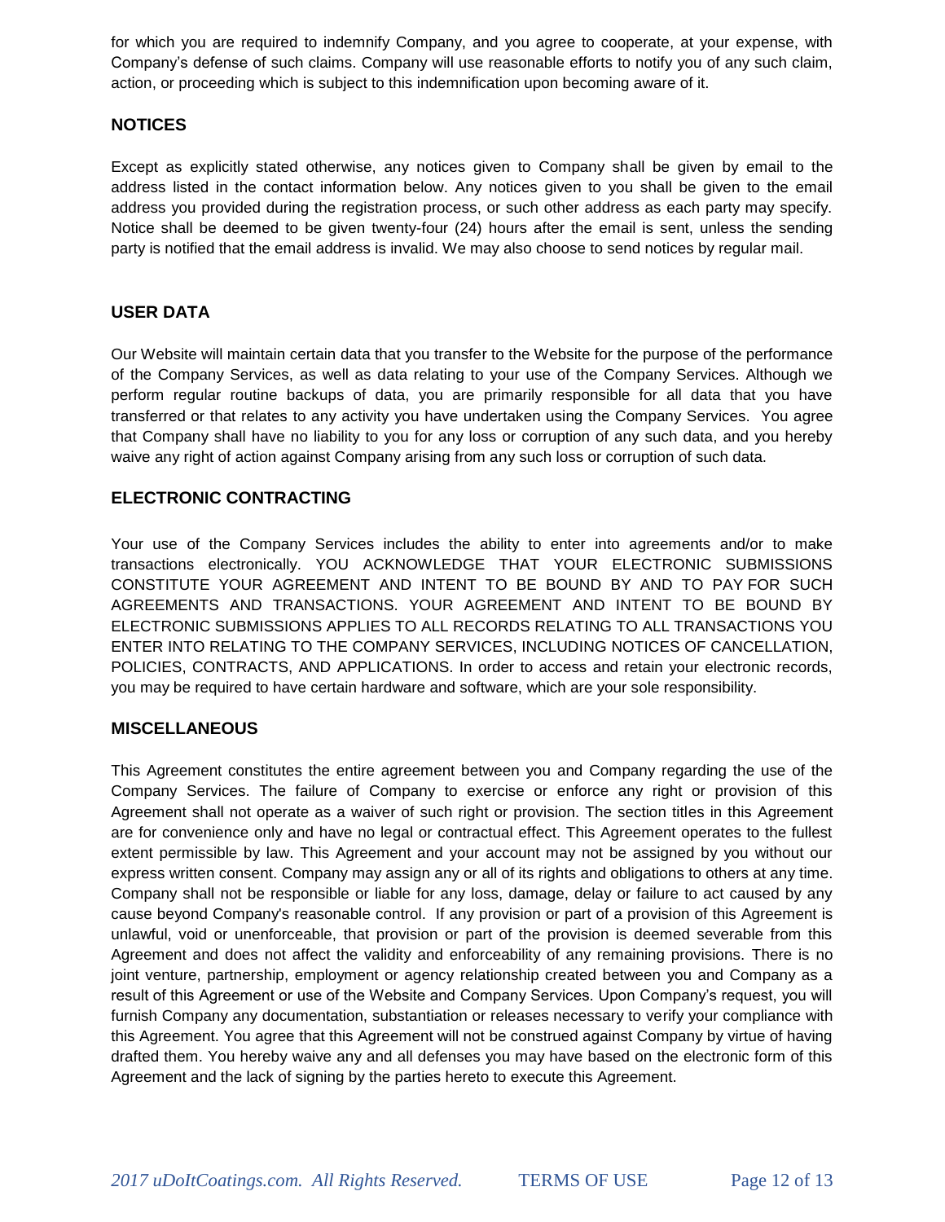for which you are required to indemnify Company, and you agree to cooperate, at your expense, with Company's defense of such claims. Company will use reasonable efforts to notify you of any such claim, action, or proceeding which is subject to this indemnification upon becoming aware of it.

## NOTICES

Except as explicitly stated otherwise, any notices given to Company shall be given by email to the address listed in the contact information below. Any notices given to you shall be given to the email address you provided during the registration process, or such other address as each party may specify. Notice shall be deemed to be given twenty-four (24) hours after the email is sent, unless the sending party is notified that the email address is invalid. We may also choose to send notices by regular mail.

## USER DATA

Our Website will maintain certain data that you transfer to the Website for the purpose of the performance of the Company Services, as well as data relating to your use of the Company Services. Although we perform regular routine backups of data, you are primarily responsible for all data that you have transferred or that relates to any activity you have undertaken using the Company Services. You agree that Company shall have no liability to you for any loss or corruption of any such data, and you hereby waive any right of action against Company arising from any such loss or corruption of such data.

## ELECTRONIC CONTRACTING

Your use of the Company Services includes the ability to enter into agreements and/or to make transactions electronically. YOU ACKNOWLEDGE THAT YOUR ELECTRONIC SUBMISSIONS CONSTITUTE YOUR AGREEMENT AND INTENT TO BE BOUND BY AND TO PAY FOR SUCH AGREEMENTS AND TRANSACTIONS. YOUR AGREEMENT AND INTENT TO BE BOUND BY ELECTRONIC SUBMISSIONS APPLIES TO ALL RECORDS RELATING TO ALL TRANSACTIONS YOU ENTER INTO RELATING TO THE COMPANY SERVICES, INCLUDING NOTICES OF CANCELLATION, POLICIES, CONTRACTS, AND APPLICATIONS. In order to access and retain your electronic records, you may be required to have certain hardware and software, which are your sole responsibility.

## MISCELLANEOUS

This Agreement constitutes the entire agreement between you and Company regarding the use of the Company Services. The failure of Company to exercise or enforce any right or provision of this Agreement shall not operate as a waiver of such right or provision. The section titles in this Agreement are for convenience only and have no legal or contractual effect. This Agreement operates to the fullest extent permissible by law. This Agreement and your account may not be assigned by you without our express written consent. Company may assign any or all of its rights and obligations to others at any time. Company shall not be responsible or liable for any loss, damage, delay or failure to act caused by any cause beyond Company's reasonable control. If any provision or part of a provision of this Agreement is unlawful, void or unenforceable, that provision or part of the provision is deemed severable from this Agreement and does not affect the validity and enforceability of any remaining provisions. There is no joint venture, partnership, employment or agency relationship created between you and Company as a result of this Agreement or use of the Website and Company Services. Upon Company's request, you will furnish Company any documentation, substantiation or releases necessary to verify your compliance with this Agreement. You agree that this Agreement will not be construed against Company by virtue of having drafted them. You hereby waive any and all defenses you may have based on the electronic form of this Agreement and the lack of signing by the parties hereto to execute this Agreement.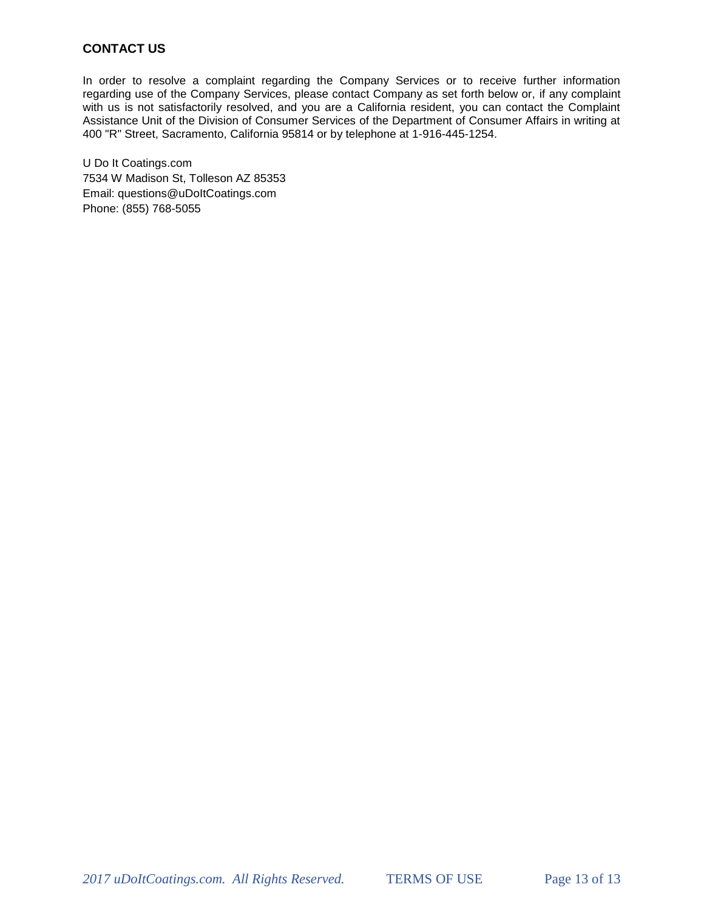## CONTACT US

In order to resolve a complaint regarding the Company Services or to receive further information regarding use of the Company Services, please contact Company as set forth below or, if any complaint with us is not satisfactorily resolved, and you are a California resident, you can contact the Complaint Assistance Unit of the Division of Consumer Services of the Department of Consumer Affairs in writing at 400 "R" Street, Sacramento, California 95814 or by telephone at 1-916-445-1254.

U Do It Coatings.com
7534 W Madison St, Tolleson AZ 85353
Email: questions@uDoItCoatings.com
Phone: (855) 768-5055